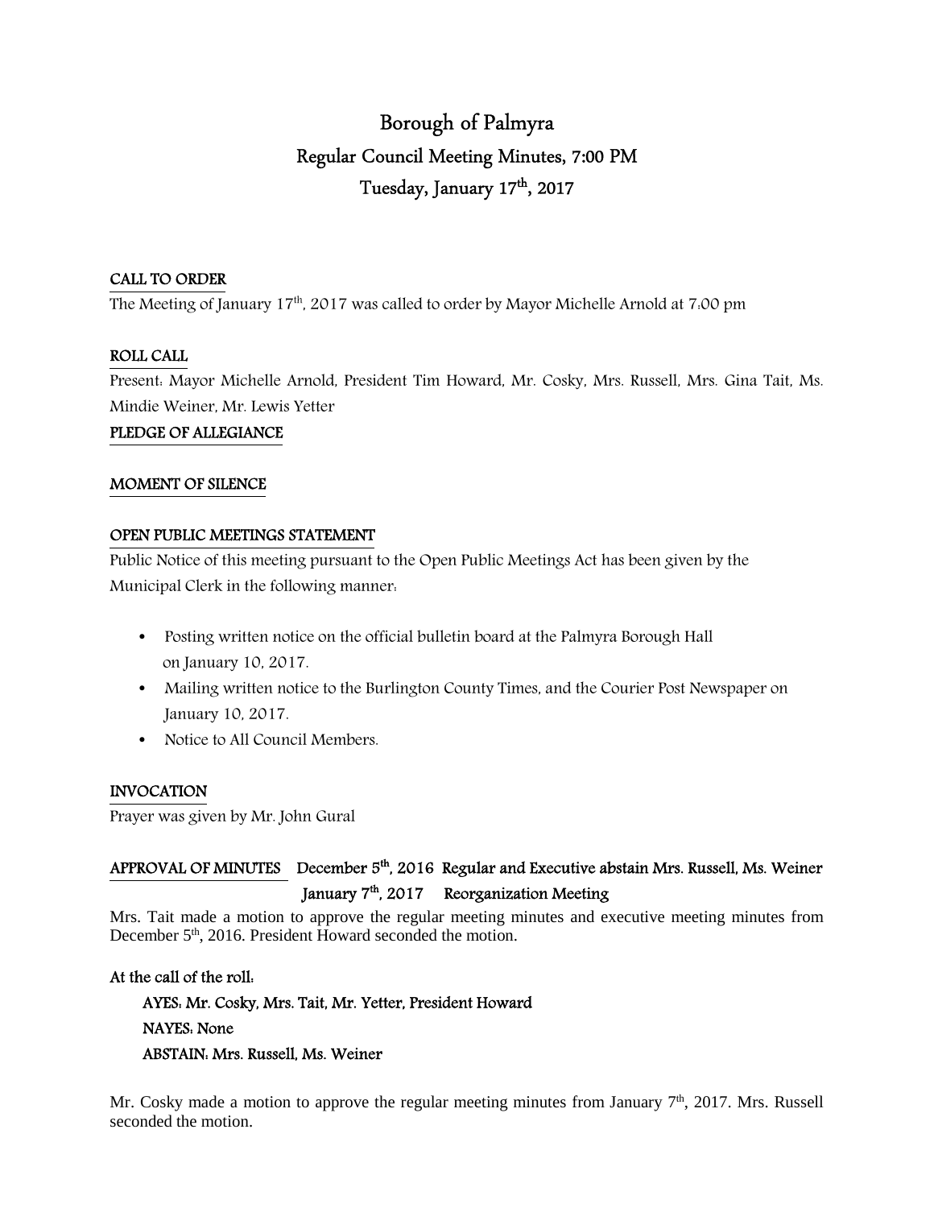# Borough of Palmyra

## Regular Council Meeting Minutes, 7:00 PM

## Tuesday, January 17th, 2017

**CALL TO ORDER**

The Meeting of January 17th, 2017 was called to order by Mayor Michelle Arnold at 7:00 pm

**ROLL CALL**

Present: Mayor Michelle Arnold, President Tim Howard, Mr. Cosky, Mrs. Russell, Mrs. Gina Tait, Ms. Mindie Weiner, Mr. Lewis Yetter

**PLEDGE OF ALLEGIANCE**

**MOMENT OF SILENCE**

**OPEN PUBLIC MEETINGS STATEMENT**

Public Notice of this meeting pursuant to the Open Public Meetings Act has been given by the Municipal Clerk in the following manner:

- Posting written notice on the official bulletin board at the Palmyra Borough Hall on January 10, 2017.
- Mailing written notice to the Burlington County Times, and the Courier Post Newspaper on January 10, 2017.
- Notice to All Council Members.

**INVOCATION**

Prayer was given by Mr. John Gural

**APPROVAL OF MINUTES** December 5th, 2016 Regular and Executive abstain Mrs. Russell, Ms. Weiner
January 7th, 2017 Reorganization Meeting

Mrs. Tait made a motion to approve the regular meeting minutes and executive meeting minutes from December 5th, 2016. President Howard seconded the motion.

**At the call of the roll:**

**AYES: Mr. Cosky, Mrs. Tait, Mr. Yetter, President Howard**
**NAYES: None**
**ABSTAIN: Mrs. Russell, Ms. Weiner**

Mr. Cosky made a motion to approve the regular meeting minutes from January 7th, 2017. Mrs. Russell seconded the motion.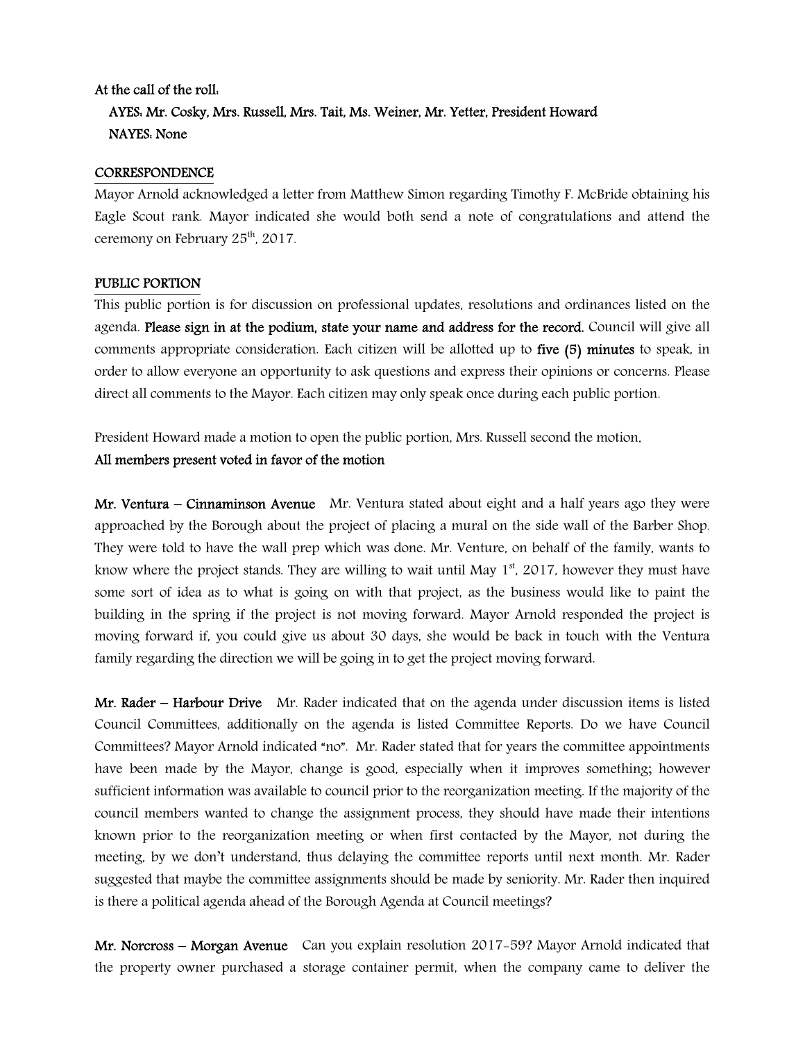At the call of the roll:

**AYES: Mr. Cosky, Mrs. Russell, Mrs. Tait, Ms. Weiner, Mr. Yetter, President Howard**

**NAYES: None**

## CORRESPONDENCE

Mayor Arnold acknowledged a letter from Matthew Simon regarding Timothy F. McBride obtaining his Eagle Scout rank. Mayor indicated she would both send a note of congratulations and attend the ceremony on February 25th, 2017.

## PUBLIC PORTION

This public portion is for discussion on professional updates, resolutions and ordinances listed on the agenda. **Please sign in at the podium, state your name and address for the record.** Council will give all comments appropriate consideration. Each citizen will be allotted up to **five (5) minutes** to speak, in order to allow everyone an opportunity to ask questions and express their opinions or concerns. Please direct all comments to the Mayor. Each citizen may only speak once during each public portion.

President Howard made a motion to open the public portion, Mrs. Russell second the motion.
**All members present voted in favor of the motion**

**Mr. Ventura – Cinnaminson Avenue** Mr. Ventura stated about eight and a half years ago they were approached by the Borough about the project of placing a mural on the side wall of the Barber Shop. They were told to have the wall prep which was done. Mr. Venture, on behalf of the family, wants to know where the project stands. They are willing to wait until May 1st, 2017, however they must have some sort of idea as to what is going on with that project, as the business would like to paint the building in the spring if the project is not moving forward. Mayor Arnold responded the project is moving forward if, you could give us about 30 days, she would be back in touch with the Ventura family regarding the direction we will be going in to get the project moving forward.

**Mr. Rader – Harbour Drive** Mr. Rader indicated that on the agenda under discussion items is listed Council Committees, additionally on the agenda is listed Committee Reports. Do we have Council Committees? Mayor Arnold indicated "no". Mr. Rader stated that for years the committee appointments have been made by the Mayor, change is good, especially when it improves something; however sufficient information was available to council prior to the reorganization meeting. If the majority of the council members wanted to change the assignment process, they should have made their intentions known prior to the reorganization meeting or when first contacted by the Mayor, not during the meeting, by we don't understand, thus delaying the committee reports until next month. Mr. Rader suggested that maybe the committee assignments should be made by seniority. Mr. Rader then inquired is there a political agenda ahead of the Borough Agenda at Council meetings?

**Mr. Norcross – Morgan Avenue** Can you explain resolution 2017-59? Mayor Arnold indicated that the property owner purchased a storage container permit, when the company came to deliver the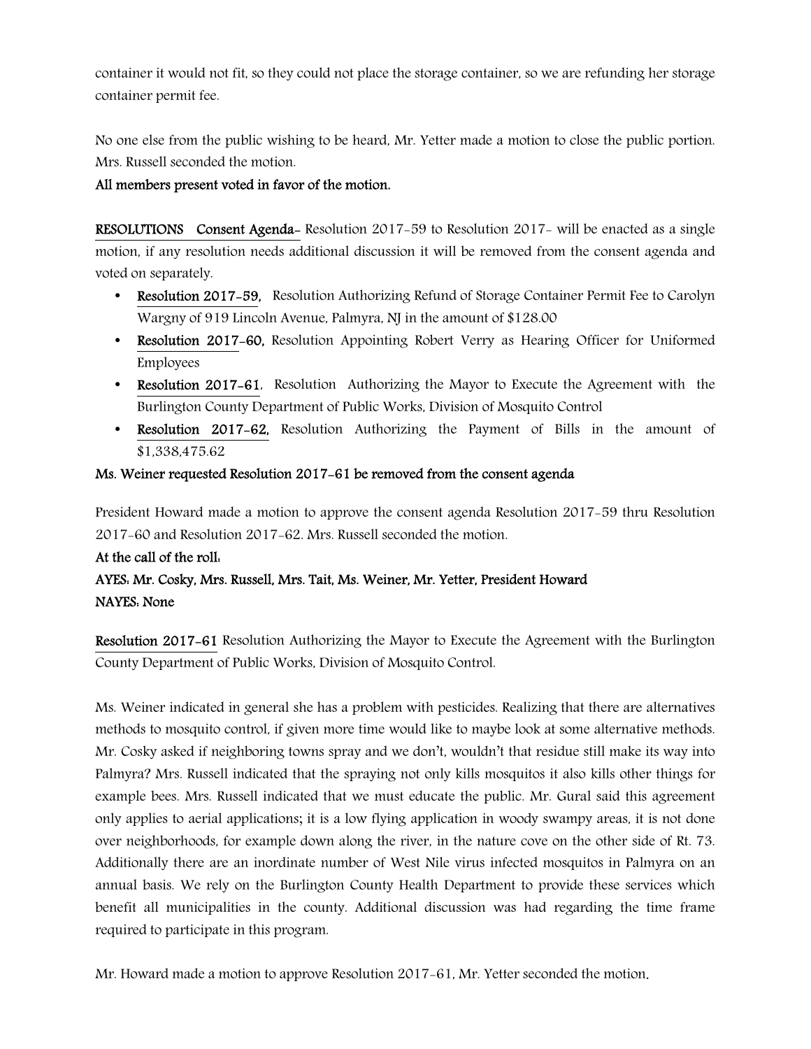container it would not fit, so they could not place the storage container, so we are refunding her storage container permit fee.

No one else from the public wishing to be heard, Mr. Yetter made a motion to close the public portion. Mrs. Russell seconded the motion.

**All members present voted in favor of the motion.**

**RESOLUTIONS Consent Agenda-** Resolution 2017-59 to Resolution 2017- will be enacted as a single motion, if any resolution needs additional discussion it will be removed from the consent agenda and voted on separately.

- **Resolution 2017-59,** Resolution Authorizing Refund of Storage Container Permit Fee to Carolyn Wargny of 919 Lincoln Avenue, Palmyra, NJ in the amount of $128.00
- **Resolution 2017-60,** Resolution Appointing Robert Verry as Hearing Officer for Uniformed Employees
- **Resolution 2017-61,** Resolution Authorizing the Mayor to Execute the Agreement with the Burlington County Department of Public Works, Division of Mosquito Control
- **Resolution 2017-62,** Resolution Authorizing the Payment of Bills in the amount of $1,338,475.62

**Ms. Weiner requested Resolution 2017-61 be removed from the consent agenda**

President Howard made a motion to approve the consent agenda Resolution 2017-59 thru Resolution 2017-60 and Resolution 2017-62. Mrs. Russell seconded the motion.

**At the call of the roll:**

**AYES: Mr. Cosky, Mrs. Russell, Mrs. Tait, Ms. Weiner, Mr. Yetter, President Howard**

**NAYES: None**

**Resolution 2017-61** Resolution Authorizing the Mayor to Execute the Agreement with the Burlington County Department of Public Works, Division of Mosquito Control.

Ms. Weiner indicated in general she has a problem with pesticides. Realizing that there are alternatives methods to mosquito control, if given more time would like to maybe look at some alternative methods. Mr. Cosky asked if neighboring towns spray and we don't, wouldn't that residue still make its way into Palmyra? Mrs. Russell indicated that the spraying not only kills mosquitos it also kills other things for example bees. Mrs. Russell indicated that we must educate the public. Mr. Gural said this agreement only applies to aerial applications; it is a low flying application in woody swampy areas, it is not done over neighborhoods, for example down along the river, in the nature cove on the other side of Rt. 73. Additionally there are an inordinate number of West Nile virus infected mosquitos in Palmyra on an annual basis. We rely on the Burlington County Health Department to provide these services which benefit all municipalities in the county. Additional discussion was had regarding the time frame required to participate in this program.

Mr. Howard made a motion to approve Resolution 2017-61, Mr. Yetter seconded the motion.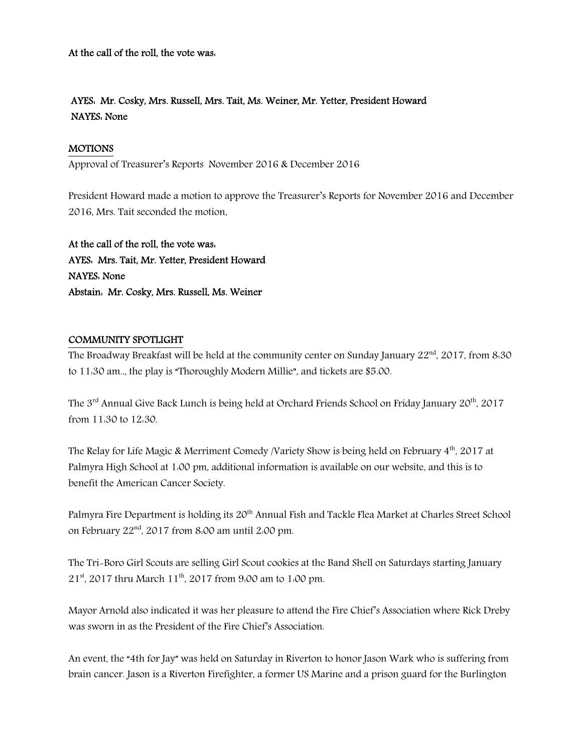**At the call of the roll, the vote was:**

**AYES: Mr. Cosky, Mrs. Russell, Mrs. Tait, Ms. Weiner, Mr. Yetter, President Howard**
**NAYES: None**

## MOTIONS

Approval of Treasurer's Reports November 2016 & December 2016

President Howard made a motion to approve the Treasurer's Reports for November 2016 and December 2016, Mrs. Tait seconded the motion.

**At the call of the roll, the vote was:**
**AYES: Mrs. Tait, Mr. Yetter, President Howard**
**NAYES: None**
**Abstain: Mr. Cosky, Mrs. Russell, Ms. Weiner**

## COMMUNITY SPOTLIGHT

The Broadway Breakfast will be held at the community center on Sunday January 22nd, 2017, from 8:30 to 11:30 am.., the play is "Thoroughly Modern Millie", and tickets are $5.00.

The 3rd Annual Give Back Lunch is being held at Orchard Friends School on Friday January 20th, 2017 from 11:30 to 12:30.

The Relay for Life Magic & Merriment Comedy /Variety Show is being held on February 4th, 2017 at Palmyra High School at 1:00 pm, additional information is available on our website, and this is to benefit the American Cancer Society.

Palmyra Fire Department is holding its 20th Annual Fish and Tackle Flea Market at Charles Street School on February 22nd, 2017 from 8:00 am until 2:00 pm.

The Tri-Boro Girl Scouts are selling Girl Scout cookies at the Band Shell on Saturdays starting January 21st, 2017 thru March 11th, 2017 from 9:00 am to 1:00 pm.

Mayor Arnold also indicated it was her pleasure to attend the Fire Chief's Association where Rick Dreby was sworn in as the President of the Fire Chief's Association.

An event, the "4th for Jay" was held on Saturday in Riverton to honor Jason Wark who is suffering from brain cancer. Jason is a Riverton Firefighter, a former US Marine and a prison guard for the Burlington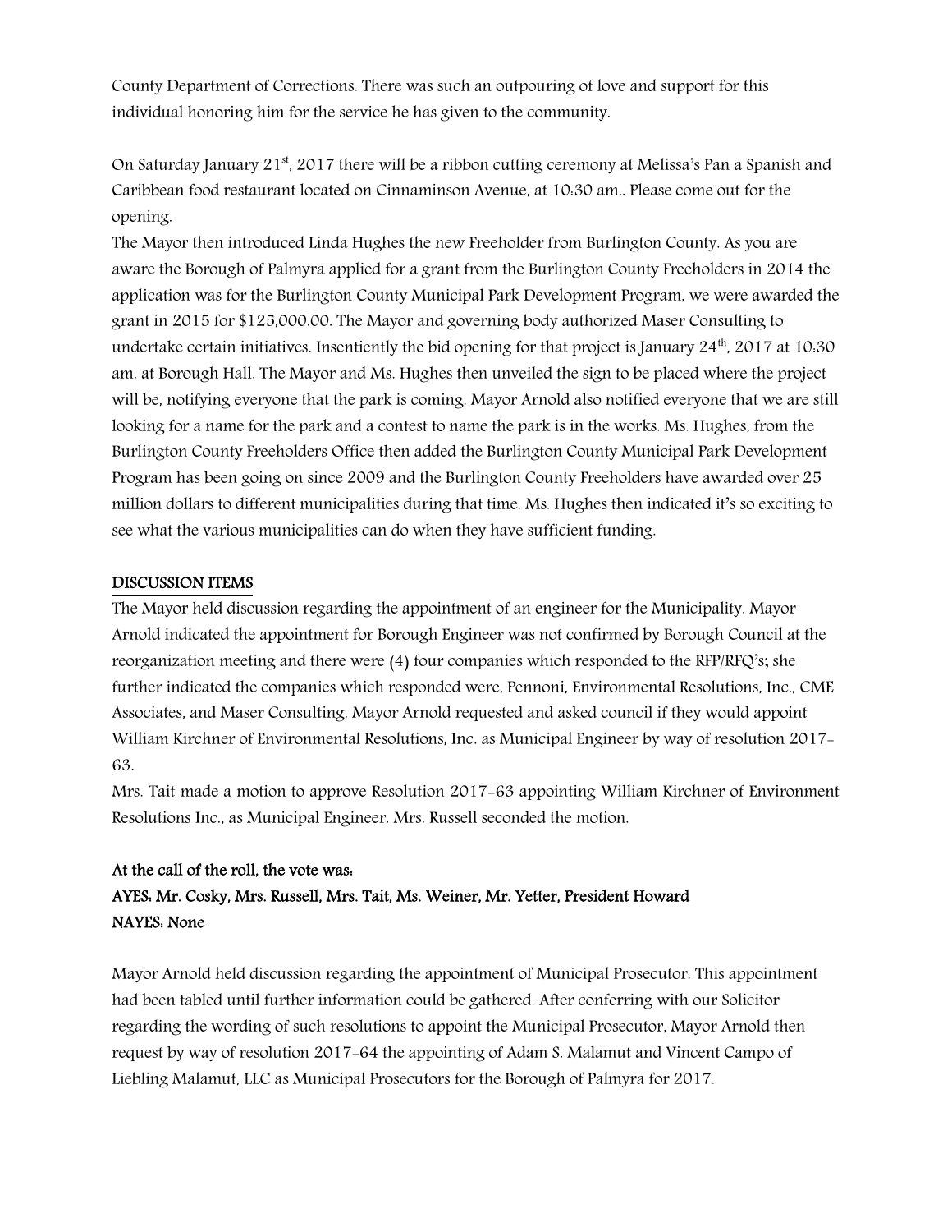County Department of Corrections. There was such an outpouring of love and support for this individual honoring him for the service he has given to the community.

On Saturday January 21st, 2017 there will be a ribbon cutting ceremony at Melissa's Pan a Spanish and Caribbean food restaurant located on Cinnaminson Avenue, at 10:30 am.. Please come out for the opening.

The Mayor then introduced Linda Hughes the new Freeholder from Burlington County. As you are aware the Borough of Palmyra applied for a grant from the Burlington County Freeholders in 2014 the application was for the Burlington County Municipal Park Development Program, we were awarded the grant in 2015 for $125,000.00. The Mayor and governing body authorized Maser Consulting to undertake certain initiatives. Insentiently the bid opening for that project is January 24th, 2017 at 10:30 am. at Borough Hall. The Mayor and Ms. Hughes then unveiled the sign to be placed where the project will be, notifying everyone that the park is coming. Mayor Arnold also notified everyone that we are still looking for a name for the park and a contest to name the park is in the works. Ms. Hughes, from the Burlington County Freeholders Office then added the Burlington County Municipal Park Development Program has been going on since 2009 and the Burlington County Freeholders have awarded over 25 million dollars to different municipalities during that time. Ms. Hughes then indicated it's so exciting to see what the various municipalities can do when they have sufficient funding.

## DISCUSSION ITEMS

The Mayor held discussion regarding the appointment of an engineer for the Municipality. Mayor Arnold indicated the appointment for Borough Engineer was not confirmed by Borough Council at the reorganization meeting and there were (4) four companies which responded to the RFP/RFQ's; she further indicated the companies which responded were, Pennoni, Environmental Resolutions, Inc., CME Associates, and Maser Consulting. Mayor Arnold requested and asked council if they would appoint William Kirchner of Environmental Resolutions, Inc. as Municipal Engineer by way of resolution 2017-63.

Mrs. Tait made a motion to approve Resolution 2017-63 appointing William Kirchner of Environment Resolutions Inc., as Municipal Engineer. Mrs. Russell seconded the motion.

**At the call of the roll, the vote was:**
**AYES: Mr. Cosky, Mrs. Russell, Mrs. Tait, Ms. Weiner, Mr. Yetter, President Howard**
**NAYES: None**

Mayor Arnold held discussion regarding the appointment of Municipal Prosecutor. This appointment had been tabled until further information could be gathered. After conferring with our Solicitor regarding the wording of such resolutions to appoint the Municipal Prosecutor, Mayor Arnold then request by way of resolution 2017-64 the appointing of Adam S. Malamut and Vincent Campo of Liebling Malamut, LLC as Municipal Prosecutors for the Borough of Palmyra for 2017.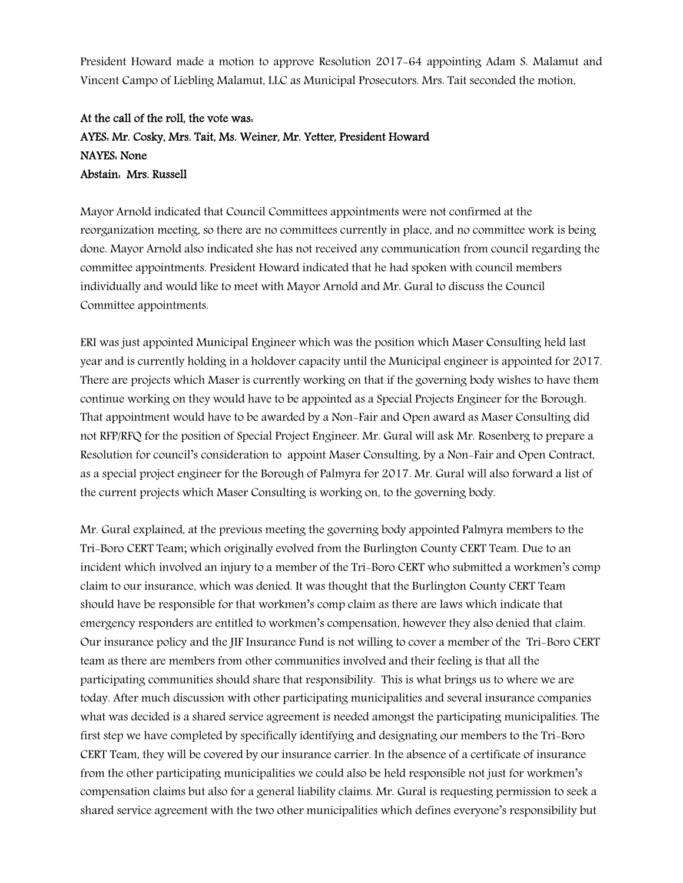President Howard made a motion to approve Resolution 2017-64 appointing Adam S. Malamut and Vincent Campo of Liebling Malamut, LLC as Municipal Prosecutors. Mrs. Tait seconded the motion.

**At the call of the roll, the vote was:**
**AYES: Mr. Cosky, Mrs. Tait, Ms. Weiner, Mr. Yetter, President Howard**
**NAYES: None**
**Abstain: Mrs. Russell**

Mayor Arnold indicated that Council Committees appointments were not confirmed at the reorganization meeting, so there are no committees currently in place, and no committee work is being done. Mayor Arnold also indicated she has not received any communication from council regarding the committee appointments. President Howard indicated that he had spoken with council members individually and would like to meet with Mayor Arnold and Mr. Gural to discuss the Council Committee appointments.

ERI was just appointed Municipal Engineer which was the position which Maser Consulting held last year and is currently holding in a holdover capacity until the Municipal engineer is appointed for 2017. There are projects which Maser is currently working on that if the governing body wishes to have them continue working on they would have to be appointed as a Special Projects Engineer for the Borough. That appointment would have to be awarded by a Non-Fair and Open award as Maser Consulting did not RFP/RFQ for the position of Special Project Engineer. Mr. Gural will ask Mr. Rosenberg to prepare a Resolution for council's consideration to appoint Maser Consulting, by a Non-Fair and Open Contract, as a special project engineer for the Borough of Palmyra for 2017. Mr. Gural will also forward a list of the current projects which Maser Consulting is working on, to the governing body.

Mr. Gural explained, at the previous meeting the governing body appointed Palmyra members to the Tri-Boro CERT Team; which originally evolved from the Burlington County CERT Team. Due to an incident which involved an injury to a member of the Tri-Boro CERT who submitted a workmen's comp claim to our insurance, which was denied. It was thought that the Burlington County CERT Team should have be responsible for that workmen's comp claim as there are laws which indicate that emergency responders are entitled to workmen's compensation, however they also denied that claim. Our insurance policy and the JIF Insurance Fund is not willing to cover a member of the Tri-Boro CERT team as there are members from other communities involved and their feeling is that all the participating communities should share that responsibility. This is what brings us to where we are today. After much discussion with other participating municipalities and several insurance companies what was decided is a shared service agreement is needed amongst the participating municipalities. The first step we have completed by specifically identifying and designating our members to the Tri-Boro CERT Team, they will be covered by our insurance carrier. In the absence of a certificate of insurance from the other participating municipalities we could also be held responsible not just for workmen's compensation claims but also for a general liability claims. Mr. Gural is requesting permission to seek a shared service agreement with the two other municipalities which defines everyone's responsibility but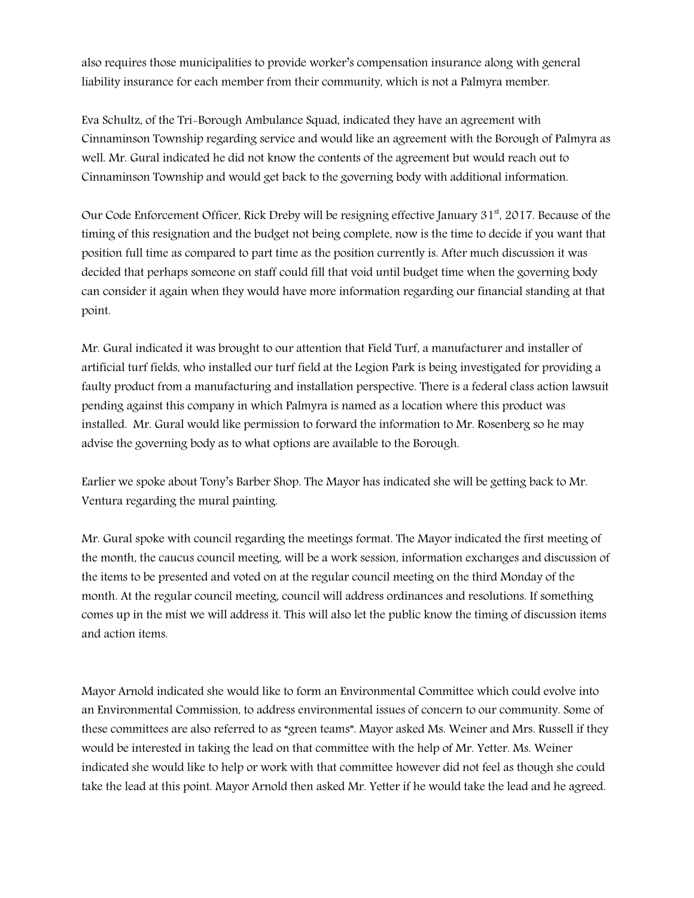also requires those municipalities to provide worker's compensation insurance along with general liability insurance for each member from their community, which is not a Palmyra member.

Eva Schultz, of the Tri-Borough Ambulance Squad, indicated they have an agreement with Cinnaminson Township regarding service and would like an agreement with the Borough of Palmyra as well. Mr. Gural indicated he did not know the contents of the agreement but would reach out to Cinnaminson Township and would get back to the governing body with additional information.

Our Code Enforcement Officer, Rick Dreby will be resigning effective January 31st, 2017. Because of the timing of this resignation and the budget not being complete, now is the time to decide if you want that position full time as compared to part time as the position currently is. After much discussion it was decided that perhaps someone on staff could fill that void until budget time when the governing body can consider it again when they would have more information regarding our financial standing at that point.

Mr. Gural indicated it was brought to our attention that Field Turf, a manufacturer and installer of artificial turf fields, who installed our turf field at the Legion Park is being investigated for providing a faulty product from a manufacturing and installation perspective. There is a federal class action lawsuit pending against this company in which Palmyra is named as a location where this product was installed. Mr. Gural would like permission to forward the information to Mr. Rosenberg so he may advise the governing body as to what options are available to the Borough.

Earlier we spoke about Tony's Barber Shop. The Mayor has indicated she will be getting back to Mr. Ventura regarding the mural painting.

Mr. Gural spoke with council regarding the meetings format. The Mayor indicated the first meeting of the month, the caucus council meeting, will be a work session, information exchanges and discussion of the items to be presented and voted on at the regular council meeting on the third Monday of the month. At the regular council meeting, council will address ordinances and resolutions. If something comes up in the mist we will address it. This will also let the public know the timing of discussion items and action items.

Mayor Arnold indicated she would like to form an Environmental Committee which could evolve into an Environmental Commission, to address environmental issues of concern to our community. Some of these committees are also referred to as "green teams". Mayor asked Ms. Weiner and Mrs. Russell if they would be interested in taking the lead on that committee with the help of Mr. Yetter. Ms. Weiner indicated she would like to help or work with that committee however did not feel as though she could take the lead at this point. Mayor Arnold then asked Mr. Yetter if he would take the lead and he agreed.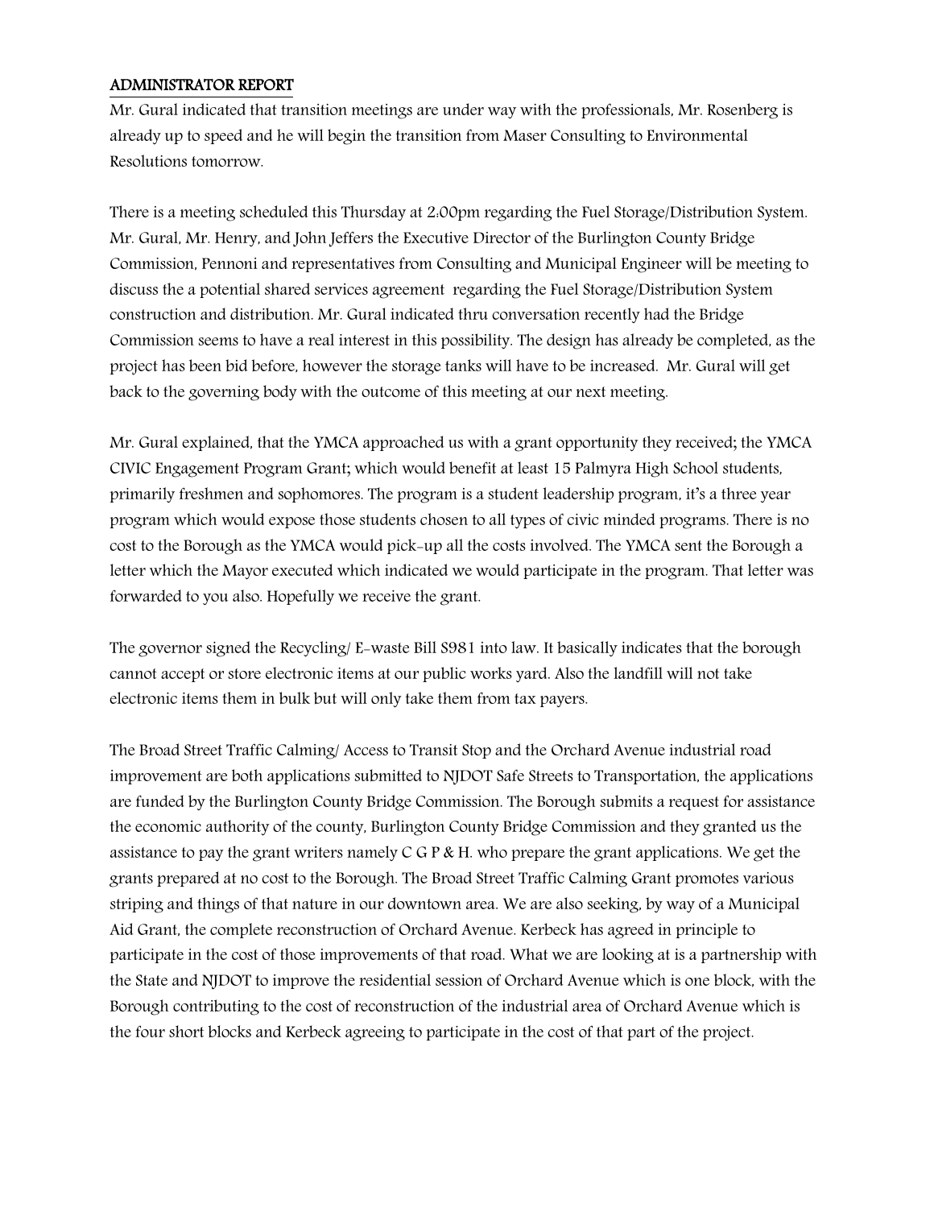## ADMINISTRATOR REPORT

Mr. Gural indicated that transition meetings are under way with the professionals, Mr. Rosenberg is already up to speed and he will begin the transition from Maser Consulting to Environmental Resolutions tomorrow.

There is a meeting scheduled this Thursday at 2:00pm regarding the Fuel Storage/Distribution System. Mr. Gural, Mr. Henry, and John Jeffers the Executive Director of the Burlington County Bridge Commission, Pennoni and representatives from Consulting and Municipal Engineer will be meeting to discuss the a potential shared services agreement regarding the Fuel Storage/Distribution System construction and distribution. Mr. Gural indicated thru conversation recently had the Bridge Commission seems to have a real interest in this possibility. The design has already be completed, as the project has been bid before, however the storage tanks will have to be increased. Mr. Gural will get back to the governing body with the outcome of this meeting at our next meeting.

Mr. Gural explained, that the YMCA approached us with a grant opportunity they received; the YMCA CIVIC Engagement Program Grant; which would benefit at least 15 Palmyra High School students, primarily freshmen and sophomores. The program is a student leadership program, it's a three year program which would expose those students chosen to all types of civic minded programs. There is no cost to the Borough as the YMCA would pick-up all the costs involved. The YMCA sent the Borough a letter which the Mayor executed which indicated we would participate in the program. That letter was forwarded to you also. Hopefully we receive the grant.

The governor signed the Recycling/ E-waste Bill S981 into law. It basically indicates that the borough cannot accept or store electronic items at our public works yard. Also the landfill will not take electronic items them in bulk but will only take them from tax payers.

The Broad Street Traffic Calming/ Access to Transit Stop and the Orchard Avenue industrial road improvement are both applications submitted to NJDOT Safe Streets to Transportation, the applications are funded by the Burlington County Bridge Commission. The Borough submits a request for assistance the economic authority of the county, Burlington County Bridge Commission and they granted us the assistance to pay the grant writers namely C G P & H. who prepare the grant applications. We get the grants prepared at no cost to the Borough. The Broad Street Traffic Calming Grant promotes various striping and things of that nature in our downtown area. We are also seeking, by way of a Municipal Aid Grant, the complete reconstruction of Orchard Avenue. Kerbeck has agreed in principle to participate in the cost of those improvements of that road. What we are looking at is a partnership with the State and NJDOT to improve the residential session of Orchard Avenue which is one block, with the Borough contributing to the cost of reconstruction of the industrial area of Orchard Avenue which is the four short blocks and Kerbeck agreeing to participate in the cost of that part of the project.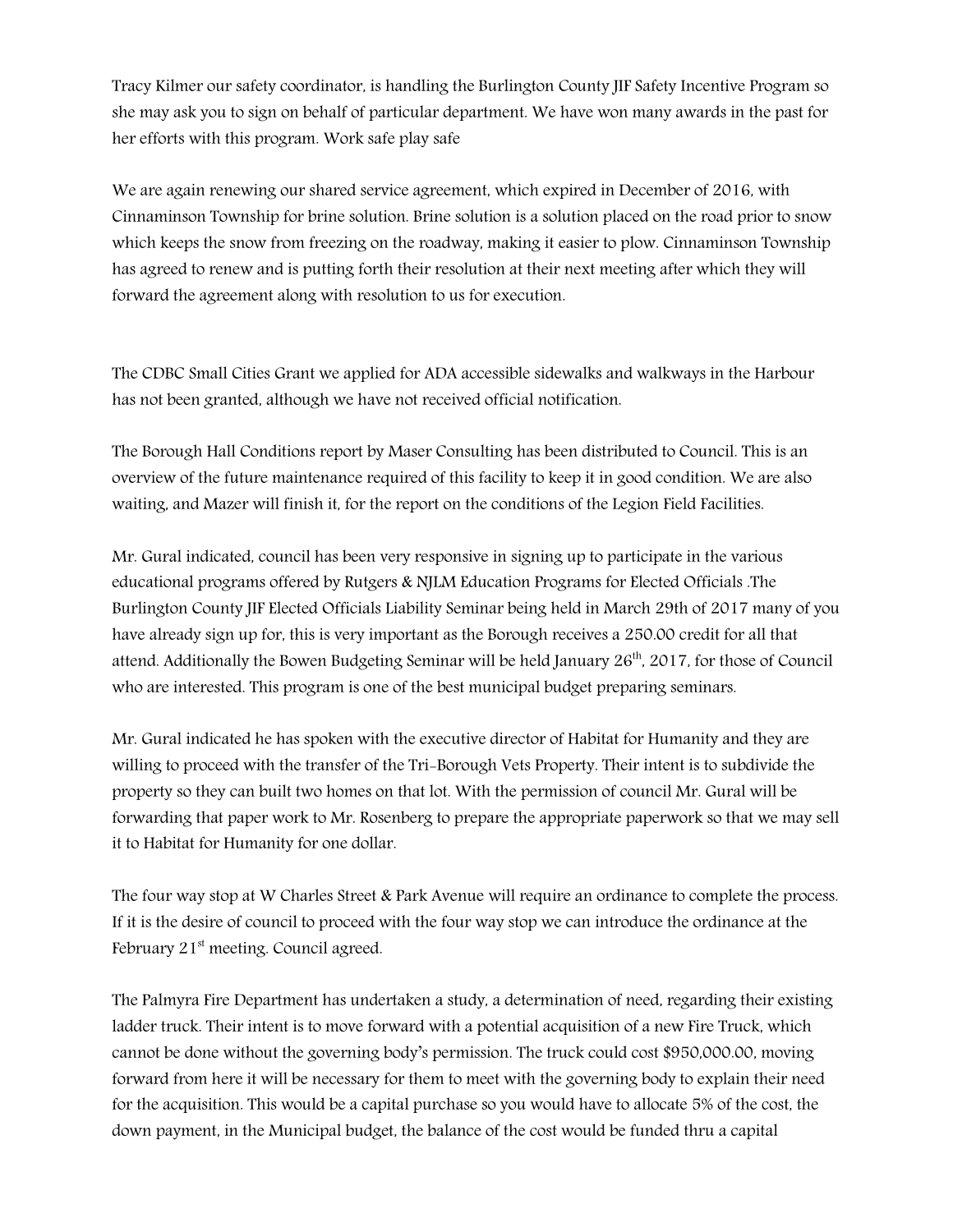Tracy Kilmer our safety coordinator, is handling the Burlington County JIF Safety Incentive Program so she may ask you to sign on behalf of particular department. We have won many awards in the past for her efforts with this program. Work safe play safe

We are again renewing our shared service agreement, which expired in December of 2016, with Cinnaminson Township for brine solution. Brine solution is a solution placed on the road prior to snow which keeps the snow from freezing on the roadway, making it easier to plow. Cinnaminson Township has agreed to renew and is putting forth their resolution at their next meeting after which they will forward the agreement along with resolution to us for execution.

The CDBC Small Cities Grant we applied for ADA accessible sidewalks and walkways in the Harbour has not been granted, although we have not received official notification.

The Borough Hall Conditions report by Maser Consulting has been distributed to Council. This is an overview of the future maintenance required of this facility to keep it in good condition. We are also waiting, and Mazer will finish it, for the report on the conditions of the Legion Field Facilities.

Mr. Gural indicated, council has been very responsive in signing up to participate in the various educational programs offered by Rutgers & NJLM Education Programs for Elected Officials .The Burlington County JIF Elected Officials Liability Seminar being held in March 29th of 2017 many of you have already sign up for, this is very important as the Borough receives a 250.00 credit for all that attend. Additionally the Bowen Budgeting Seminar will be held January 26th, 2017, for those of Council who are interested. This program is one of the best municipal budget preparing seminars.

Mr. Gural indicated he has spoken with the executive director of Habitat for Humanity and they are willing to proceed with the transfer of the Tri-Borough Vets Property. Their intent is to subdivide the property so they can built two homes on that lot. With the permission of council Mr. Gural will be forwarding that paper work to Mr. Rosenberg to prepare the appropriate paperwork so that we may sell it to Habitat for Humanity for one dollar.

The four way stop at W Charles Street & Park Avenue will require an ordinance to complete the process. If it is the desire of council to proceed with the four way stop we can introduce the ordinance at the February 21st meeting. Council agreed.

The Palmyra Fire Department has undertaken a study, a determination of need, regarding their existing ladder truck. Their intent is to move forward with a potential acquisition of a new Fire Truck, which cannot be done without the governing body's permission. The truck could cost $950,000.00, moving forward from here it will be necessary for them to meet with the governing body to explain their need for the acquisition. This would be a capital purchase so you would have to allocate 5% of the cost, the down payment, in the Municipal budget, the balance of the cost would be funded thru a capital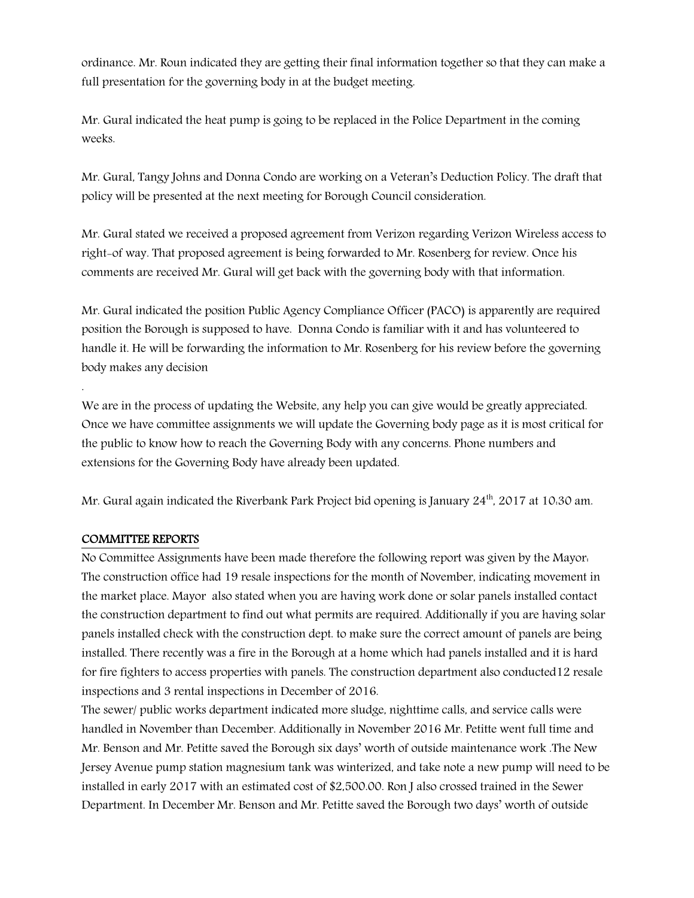ordinance. Mr. Roun indicated they are getting their final information together so that they can make a full presentation for the governing body in at the budget meeting.

Mr. Gural indicated the heat pump is going to be replaced in the Police Department in the coming weeks.

Mr. Gural, Tangy Johns and Donna Condo are working on a Veteran's Deduction Policy. The draft that policy will be presented at the next meeting for Borough Council consideration.

Mr. Gural stated we received a proposed agreement from Verizon regarding Verizon Wireless access to right-of way. That proposed agreement is being forwarded to Mr. Rosenberg for review. Once his comments are received Mr. Gural will get back with the governing body with that information.

Mr. Gural indicated the position Public Agency Compliance Officer (PACO) is apparently are required position the Borough is supposed to have. Donna Condo is familiar with it and has volunteered to handle it. He will be forwarding the information to Mr. Rosenberg for his review before the governing body makes any decision

.

We are in the process of updating the Website, any help you can give would be greatly appreciated. Once we have committee assignments we will update the Governing body page as it is most critical for the public to know how to reach the Governing Body with any concerns. Phone numbers and extensions for the Governing Body have already been updated.

Mr. Gural again indicated the Riverbank Park Project bid opening is January 24th, 2017 at 10:30 am.

## COMMITTEE REPORTS

No Committee Assignments have been made therefore the following report was given by the Mayor: The construction office had 19 resale inspections for the month of November, indicating movement in the market place. Mayor also stated when you are having work done or solar panels installed contact the construction department to find out what permits are required. Additionally if you are having solar panels installed check with the construction dept. to make sure the correct amount of panels are being installed. There recently was a fire in the Borough at a home which had panels installed and it is hard for fire fighters to access properties with panels. The construction department also conducted12 resale inspections and 3 rental inspections in December of 2016.

The sewer/ public works department indicated more sludge, nighttime calls, and service calls were handled in November than December. Additionally in November 2016 Mr. Petitte went full time and Mr. Benson and Mr. Petitte saved the Borough six days' worth of outside maintenance work .The New Jersey Avenue pump station magnesium tank was winterized, and take note a new pump will need to be installed in early 2017 with an estimated cost of $2,500.00. Ron J also crossed trained in the Sewer Department. In December Mr. Benson and Mr. Petitte saved the Borough two days' worth of outside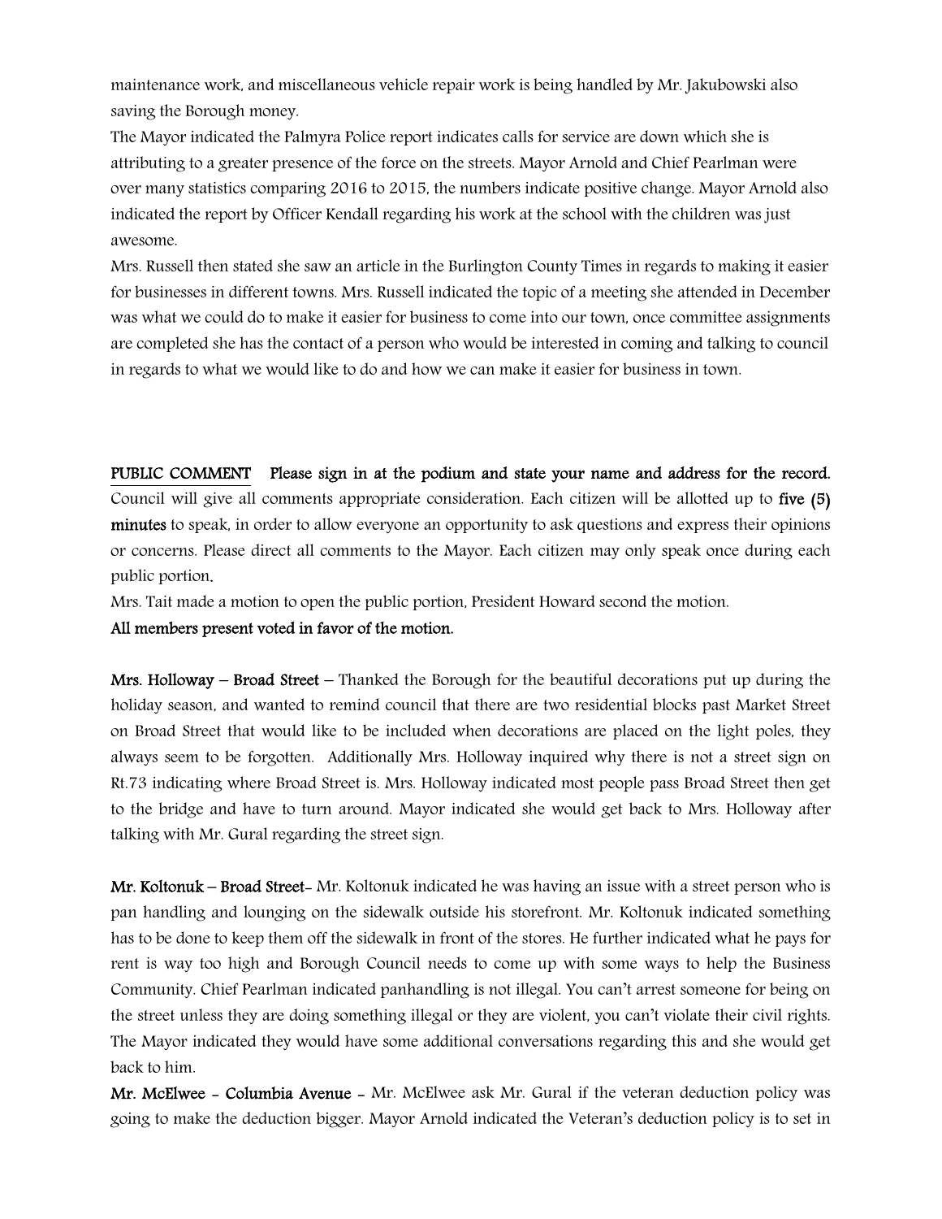maintenance work, and miscellaneous vehicle repair work is being handled by Mr. Jakubowski also saving the Borough money.

The Mayor indicated the Palmyra Police report indicates calls for service are down which she is attributing to a greater presence of the force on the streets. Mayor Arnold and Chief Pearlman were over many statistics comparing 2016 to 2015, the numbers indicate positive change. Mayor Arnold also indicated the report by Officer Kendall regarding his work at the school with the children was just awesome.

Mrs. Russell then stated she saw an article in the Burlington County Times in regards to making it easier for businesses in different towns. Mrs. Russell indicated the topic of a meeting she attended in December was what we could do to make it easier for business to come into our town, once committee assignments are completed she has the contact of a person who would be interested in coming and talking to council in regards to what we would like to do and how we can make it easier for business in town.

**PUBLIC COMMENT** **Please sign in at the podium and state your name and address for the record.** Council will give all comments appropriate consideration. Each citizen will be allotted up to **five (5) minutes** to speak, in order to allow everyone an opportunity to ask questions and express their opinions or concerns. Please direct all comments to the Mayor. Each citizen may only speak once during each public portion.

Mrs. Tait made a motion to open the public portion, President Howard second the motion.

**All members present voted in favor of the motion.**

**Mrs. Holloway – Broad Street** – Thanked the Borough for the beautiful decorations put up during the holiday season, and wanted to remind council that there are two residential blocks past Market Street on Broad Street that would like to be included when decorations are placed on the light poles, they always seem to be forgotten. Additionally Mrs. Holloway inquired why there is not a street sign on Rt.73 indicating where Broad Street is. Mrs. Holloway indicated most people pass Broad Street then get to the bridge and have to turn around. Mayor indicated she would get back to Mrs. Holloway after talking with Mr. Gural regarding the street sign.

**Mr. Koltonuk – Broad Street**- Mr. Koltonuk indicated he was having an issue with a street person who is pan handling and lounging on the sidewalk outside his storefront. Mr. Koltonuk indicated something has to be done to keep them off the sidewalk in front of the stores. He further indicated what he pays for rent is way too high and Borough Council needs to come up with some ways to help the Business Community. Chief Pearlman indicated panhandling is not illegal. You can't arrest someone for being on the street unless they are doing something illegal or they are violent, you can't violate their civil rights. The Mayor indicated they would have some additional conversations regarding this and she would get back to him.

**Mr. McElwee - Columbia Avenue** - Mr. McElwee ask Mr. Gural if the veteran deduction policy was going to make the deduction bigger. Mayor Arnold indicated the Veteran's deduction policy is to set in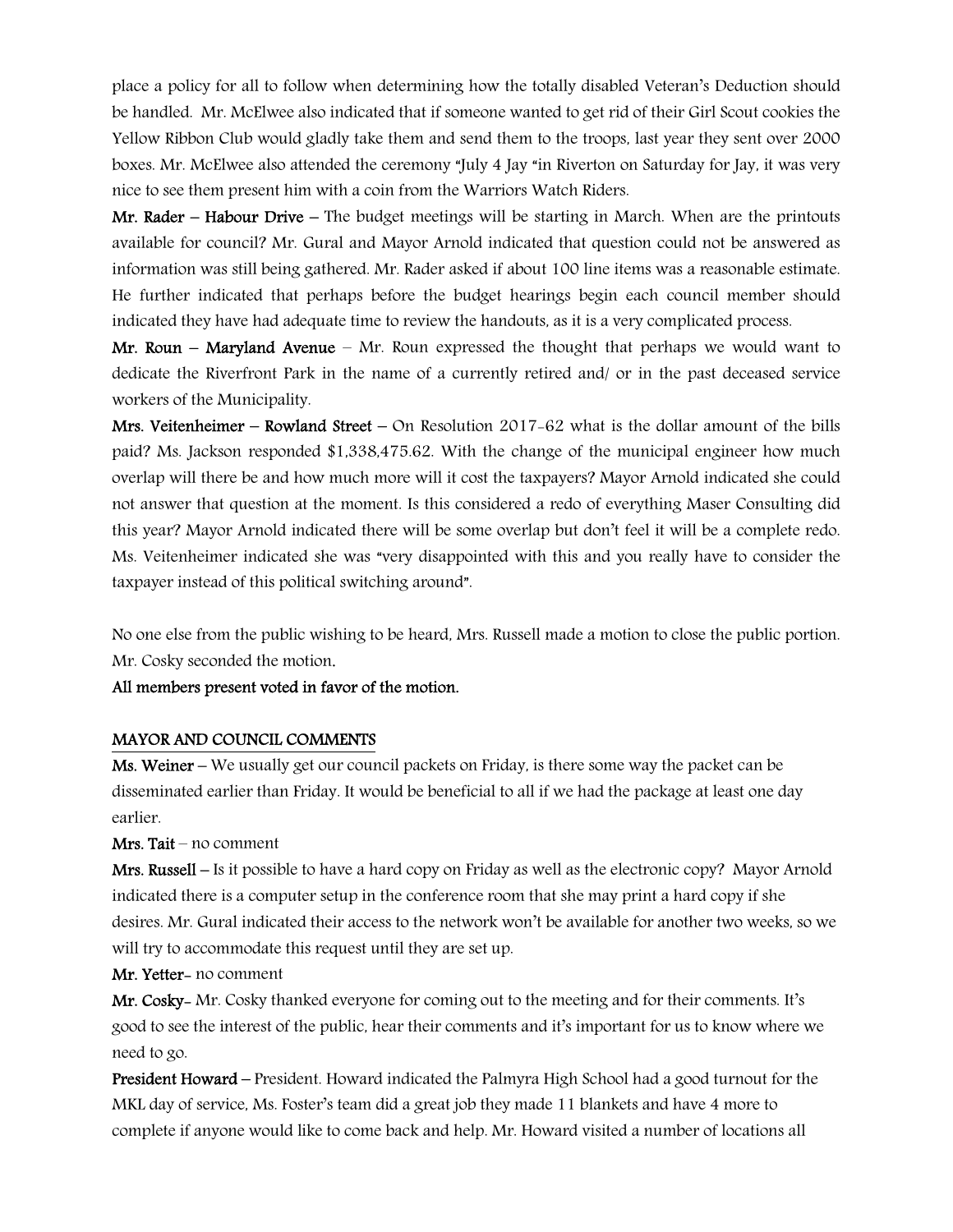place a policy for all to follow when determining how the totally disabled Veteran's Deduction should be handled. Mr. McElwee also indicated that if someone wanted to get rid of their Girl Scout cookies the Yellow Ribbon Club would gladly take them and send them to the troops, last year they sent over 2000 boxes. Mr. McElwee also attended the ceremony "July 4 Jay "in Riverton on Saturday for Jay, it was very nice to see them present him with a coin from the Warriors Watch Riders.

**Mr. Rader – Habour Drive** – The budget meetings will be starting in March. When are the printouts available for council? Mr. Gural and Mayor Arnold indicated that question could not be answered as information was still being gathered. Mr. Rader asked if about 100 line items was a reasonable estimate. He further indicated that perhaps before the budget hearings begin each council member should indicated they have had adequate time to review the handouts, as it is a very complicated process.

**Mr. Roun – Maryland Avenue** – Mr. Roun expressed the thought that perhaps we would want to dedicate the Riverfront Park in the name of a currently retired and/ or in the past deceased service workers of the Municipality.

**Mrs. Veitenheimer – Rowland Street** – On Resolution 2017-62 what is the dollar amount of the bills paid? Ms. Jackson responded $1,338,475.62. With the change of the municipal engineer how much overlap will there be and how much more will it cost the taxpayers? Mayor Arnold indicated she could not answer that question at the moment. Is this considered a redo of everything Maser Consulting did this year? Mayor Arnold indicated there will be some overlap but don't feel it will be a complete redo. Ms. Veitenheimer indicated she was "very disappointed with this and you really have to consider the taxpayer instead of this political switching around".

No one else from the public wishing to be heard, Mrs. Russell made a motion to close the public portion. Mr. Cosky seconded the motion.

**All members present voted in favor of the motion.**

## MAYOR AND COUNCIL COMMENTS

**Ms. Weiner** – We usually get our council packets on Friday, is there some way the packet can be disseminated earlier than Friday. It would be beneficial to all if we had the package at least one day earlier.

**Mrs. Tait** – no comment

**Mrs. Russell** – Is it possible to have a hard copy on Friday as well as the electronic copy? Mayor Arnold indicated there is a computer setup in the conference room that she may print a hard copy if she desires. Mr. Gural indicated their access to the network won't be available for another two weeks, so we will try to accommodate this request until they are set up.

**Mr. Yetter**- no comment

**Mr. Cosky**- Mr. Cosky thanked everyone for coming out to the meeting and for their comments. It's good to see the interest of the public, hear their comments and it's important for us to know where we need to go.

**President Howard** – President. Howard indicated the Palmyra High School had a good turnout for the MKL day of service, Ms. Foster's team did a great job they made 11 blankets and have 4 more to complete if anyone would like to come back and help. Mr. Howard visited a number of locations all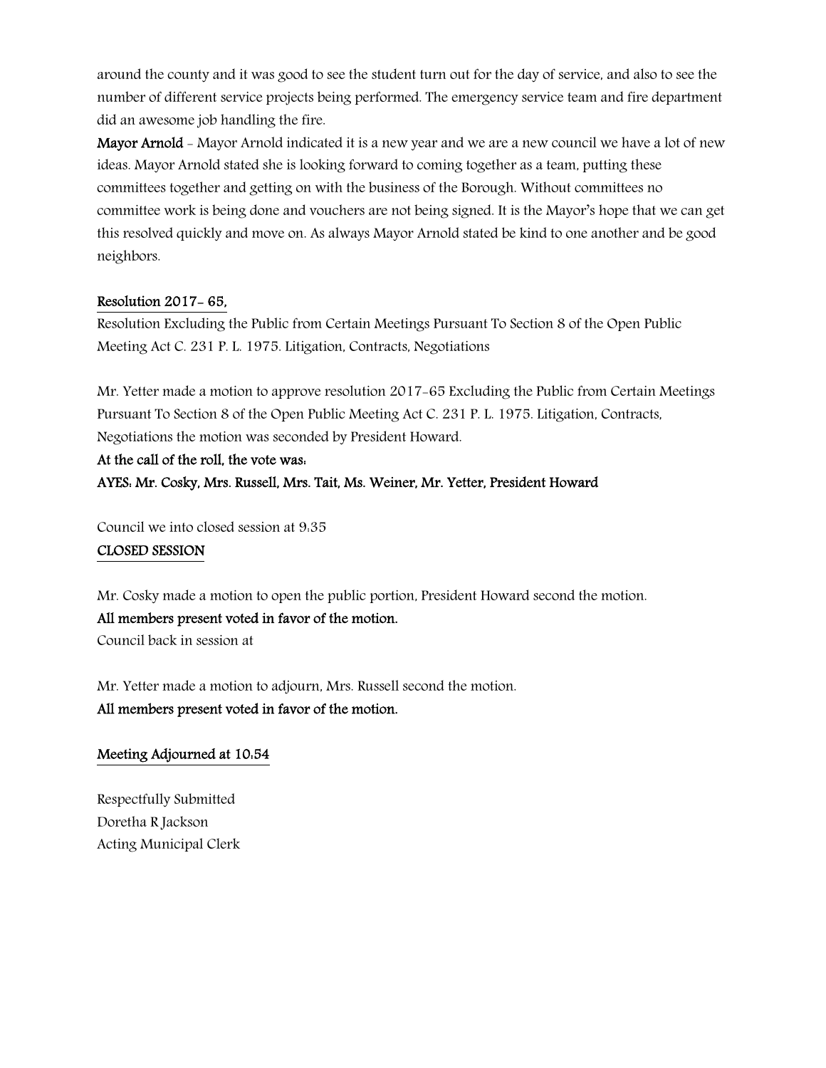around the county and it was good to see the student turn out for the day of service, and also to see the number of different service projects being performed. The emergency service team and fire department did an awesome job handling the fire.

**Mayor Arnold** - Mayor Arnold indicated it is a new year and we are a new council we have a lot of new ideas. Mayor Arnold stated she is looking forward to coming together as a team, putting these committees together and getting on with the business of the Borough. Without committees no committee work is being done and vouchers are not being signed. It is the Mayor's hope that we can get this resolved quickly and move on. As always Mayor Arnold stated be kind to one another and be good neighbors.

Resolution 2017- 65,

Resolution Excluding the Public from Certain Meetings Pursuant To Section 8 of the Open Public Meeting Act C. 231 P. L. 1975. Litigation, Contracts, Negotiations

Mr. Yetter made a motion to approve resolution 2017-65 Excluding the Public from Certain Meetings Pursuant To Section 8 of the Open Public Meeting Act C. 231 P. L. 1975. Litigation, Contracts, Negotiations the motion was seconded by President Howard.

**At the call of the roll, the vote was:**

**AYES: Mr. Cosky, Mrs. Russell, Mrs. Tait, Ms. Weiner, Mr. Yetter, President Howard**

Council we into closed session at 9:35

CLOSED SESSION

Mr. Cosky made a motion to open the public portion, President Howard second the motion.

**All members present voted in favor of the motion.**

Council back in session at

Mr. Yetter made a motion to adjourn, Mrs. Russell second the motion.

**All members present voted in favor of the motion.**

Meeting Adjourned at 10:54

Respectfully Submitted
Doretha R Jackson
Acting Municipal Clerk